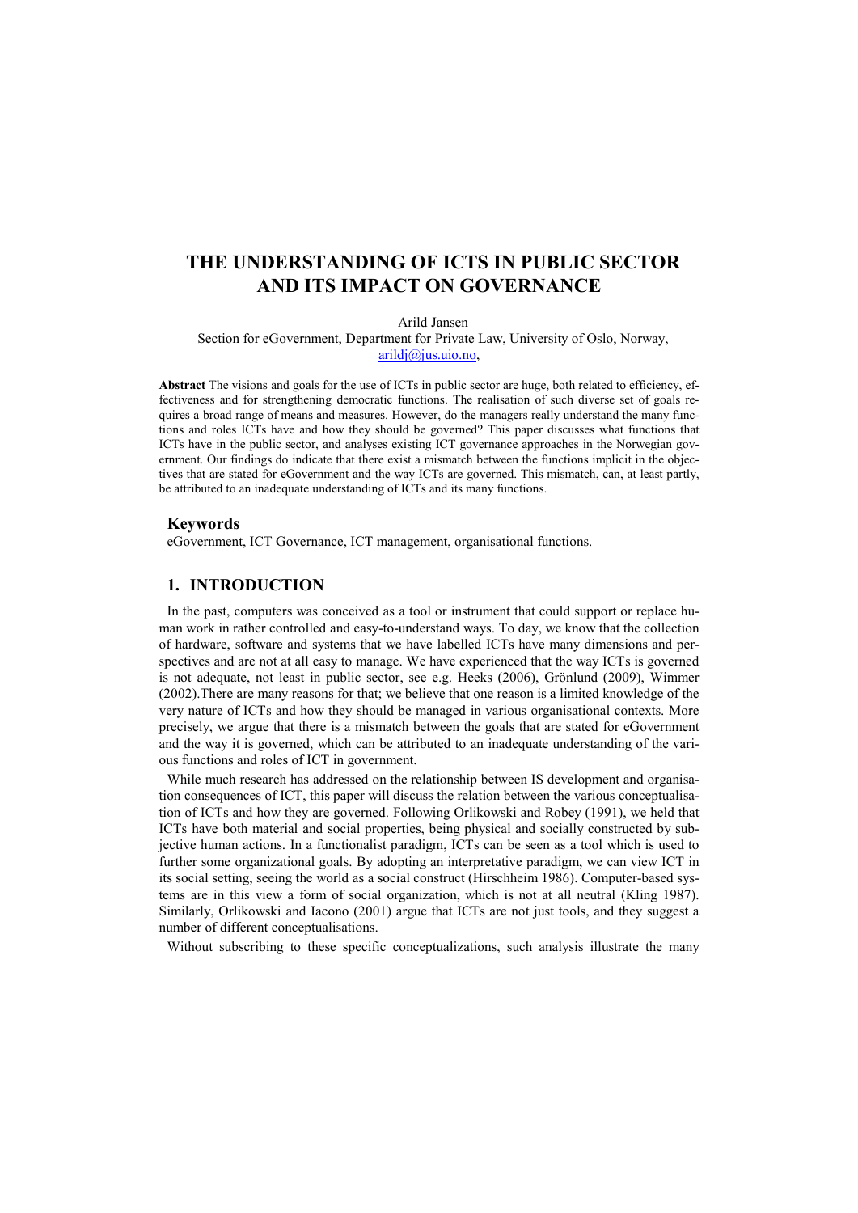# THE UNDERSTANDING OF ICTS IN PUBLIC SECTOR AND ITS IMPACT ON GOVERNANCE

Arild Jansen

Section for eGovernment, Department for Private Law, University of Oslo, Norway, arildj@jus.uio.no,

**Abstract** The visions and goals for the use of ICTs in public sector are huge, both related to efficiency, effectiveness and for strengthening democratic functions. The realisation of such diverse set of goals requires a broad range of means and measures. However, do the managers really understand the many functions and roles ICTs have and how they should be governed? This paper discusses what functions that ICTs have in the public sector, and analyses existing ICT governance approaches in the Norwegian government. Our findings do indicate that there exist a mismatch between the functions implicit in the objectives that are stated for eGovernment and the way ICTs are governed. This mismatch, can, at least partly, be attributed to an inadequate understanding of ICTs and its many functions.

## Keywords

eGovernment, ICT Governance, ICT management, organisational functions.

## 1. INTRODUCTION

In the past, computers was conceived as a tool or instrument that could support or replace human work in rather controlled and easy-to-understand ways. To day, we know that the collection of hardware, software and systems that we have labelled ICTs have many dimensions and perspectives and are not at all easy to manage. We have experienced that the way ICTs is governed is not adequate, not least in public sector, see e.g. Heeks (2006), Grönlund (2009), Wimmer (2002).There are many reasons for that; we believe that one reason is a limited knowledge of the very nature of ICTs and how they should be managed in various organisational contexts. More precisely, we argue that there is a mismatch between the goals that are stated for eGovernment and the way it is governed, which can be attributed to an inadequate understanding of the various functions and roles of ICT in government.

While much research has addressed on the relationship between IS development and organisation consequences of ICT, this paper will discuss the relation between the various conceptualisation of ICTs and how they are governed. Following Orlikowski and Robey (1991), we held that ICTs have both material and social properties, being physical and socially constructed by subjective human actions. In a functionalist paradigm, ICTs can be seen as a tool which is used to further some organizational goals. By adopting an interpretative paradigm, we can view ICT in its social setting, seeing the world as a social construct (Hirschheim 1986). Computer-based systems are in this view a form of social organization, which is not at all neutral (Kling 1987). Similarly, Orlikowski and Iacono (2001) argue that ICTs are not just tools, and they suggest a number of different conceptualisations.

Without subscribing to these specific conceptualizations, such analysis illustrate the many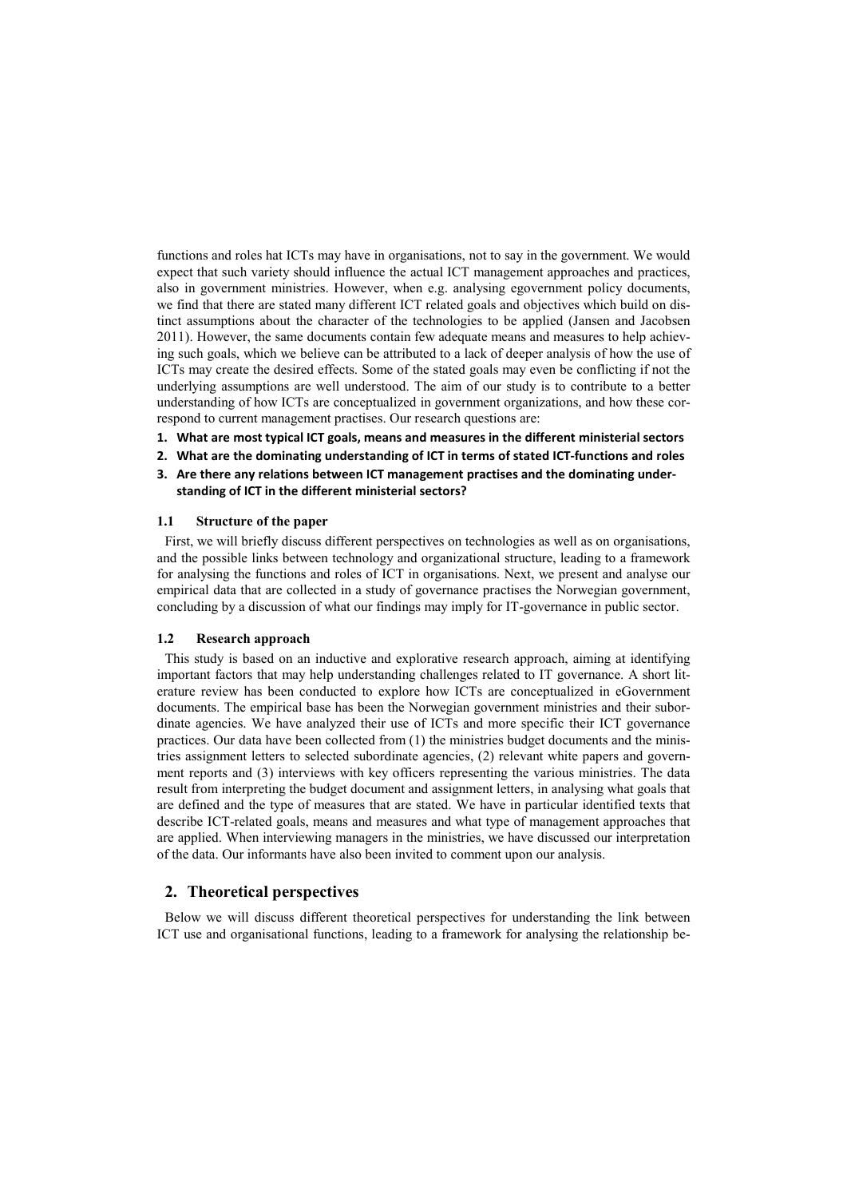functions and roles hat ICTs may have in organisations, not to say in the government. We would expect that such variety should influence the actual ICT management approaches and practices, also in government ministries. However, when e.g. analysing egovernment policy documents, we find that there are stated many different ICT related goals and objectives which build on distinct assumptions about the character of the technologies to be applied (Jansen and Jacobsen 2011). However, the same documents contain few adequate means and measures to help achieving such goals, which we believe can be attributed to a lack of deeper analysis of how the use of ICTs may create the desired effects. Some of the stated goals may even be conflicting if not the underlying assumptions are well understood. The aim of our study is to contribute to a better understanding of how ICTs are conceptualized in government organizations, and how these correspond to current management practises. Our research questions are:

1. **What are most typical ICT goals, means and measures in the different ministerial sectors**
2. **What are the dominating understanding of ICT in terms of stated ICT-functions and roles**
3. **Are there any relations between ICT management practises and the dominating understanding of ICT in the different ministerial sectors?**

### 1.1 Structure of the paper

First, we will briefly discuss different perspectives on technologies as well as on organisations, and the possible links between technology and organizational structure, leading to a framework for analysing the functions and roles of ICT in organisations. Next, we present and analyse our empirical data that are collected in a study of governance practises the Norwegian government, concluding by a discussion of what our findings may imply for IT-governance in public sector.

### 1.2 Research approach

This study is based on an inductive and explorative research approach, aiming at identifying important factors that may help understanding challenges related to IT governance. A short literature review has been conducted to explore how ICTs are conceptualized in eGovernment documents. The empirical base has been the Norwegian government ministries and their subordinate agencies. We have analyzed their use of ICTs and more specific their ICT governance practices. Our data have been collected from (1) the ministries budget documents and the ministries assignment letters to selected subordinate agencies, (2) relevant white papers and government reports and (3) interviews with key officers representing the various ministries. The data result from interpreting the budget document and assignment letters, in analysing what goals that are defined and the type of measures that are stated. We have in particular identified texts that describe ICT-related goals, means and measures and what type of management approaches that are applied. When interviewing managers in the ministries, we have discussed our interpretation of the data. Our informants have also been invited to comment upon our analysis.

## 2. Theoretical perspectives

Below we will discuss different theoretical perspectives for understanding the link between ICT use and organisational functions, leading to a framework for analysing the relationship be-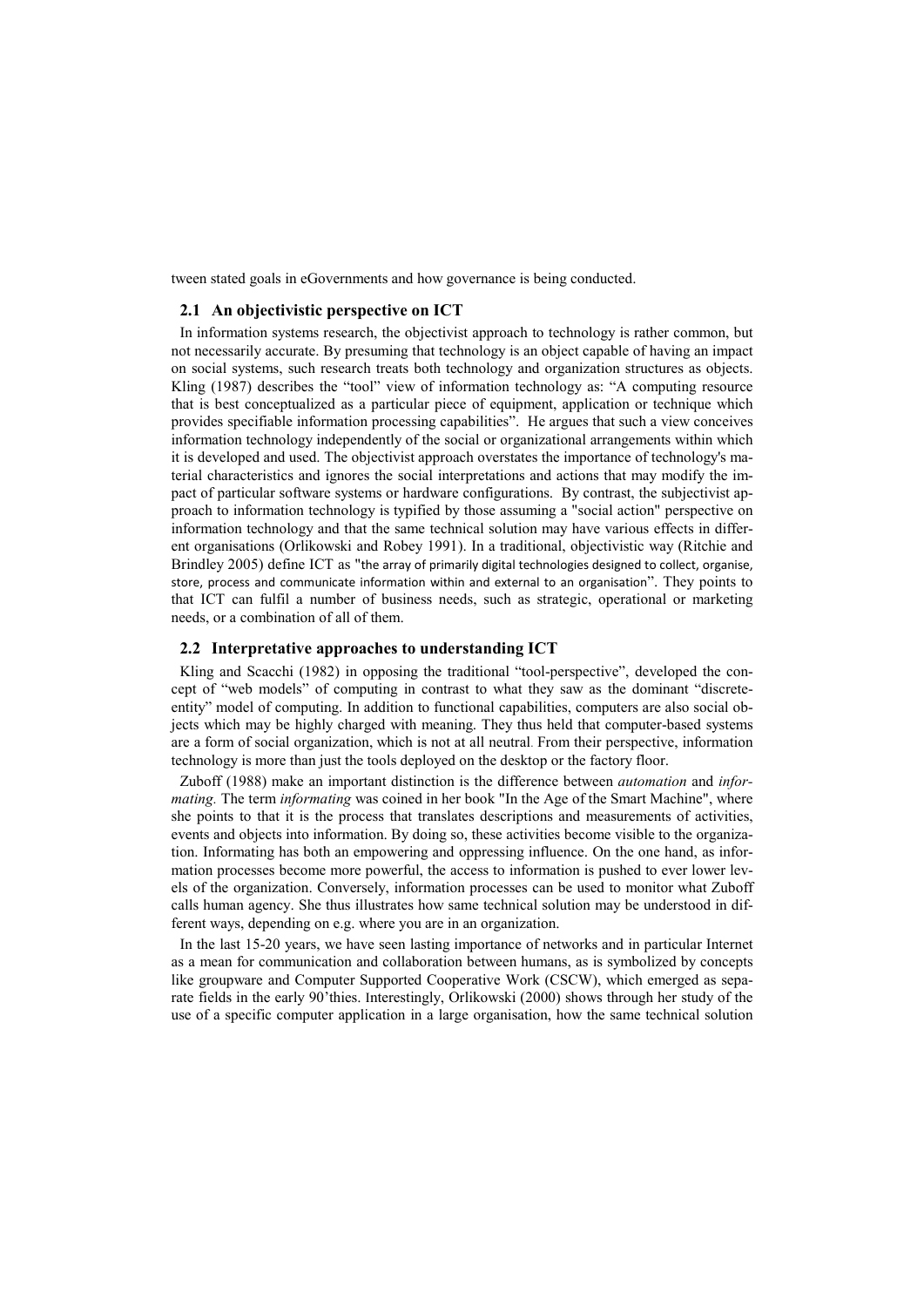tween stated goals in eGovernments and how governance is being conducted.

### 2.1 An objectivistic perspective on ICT

In information systems research, the objectivist approach to technology is rather common, but not necessarily accurate. By presuming that technology is an object capable of having an impact on social systems, such research treats both technology and organization structures as objects. Kling (1987) describes the "tool" view of information technology as: "A computing resource that is best conceptualized as a particular piece of equipment, application or technique which provides specifiable information processing capabilities". He argues that such a view conceives information technology independently of the social or organizational arrangements within which it is developed and used. The objectivist approach overstates the importance of technology's material characteristics and ignores the social interpretations and actions that may modify the impact of particular software systems or hardware configurations. By contrast, the subjectivist approach to information technology is typified by those assuming a "social action" perspective on information technology and that the same technical solution may have various effects in different organisations (Orlikowski and Robey 1991). In a traditional, objectivistic way (Ritchie and Brindley 2005) define ICT as "the array of primarily digital technologies designed to collect, organise, store, process and communicate information within and external to an organisation". They points to that ICT can fulfil a number of business needs, such as strategic, operational or marketing needs, or a combination of all of them.

### 2.2 Interpretative approaches to understanding ICT

Kling and Scacchi (1982) in opposing the traditional "tool-perspective", developed the concept of "web models" of computing in contrast to what they saw as the dominant "discrete-entity" model of computing. In addition to functional capabilities, computers are also social objects which may be highly charged with meaning. They thus held that computer-based systems are a form of social organization, which is not at all neutral. From their perspective, information technology is more than just the tools deployed on the desktop or the factory floor.

Zuboff (1988) make an important distinction is the difference between *automation* and *informating.* The term *informating* was coined in her book "In the Age of the Smart Machine", where she points to that it is the process that translates descriptions and measurements of activities, events and objects into information. By doing so, these activities become visible to the organization. Informating has both an empowering and oppressing influence. On the one hand, as information processes become more powerful, the access to information is pushed to ever lower levels of the organization. Conversely, information processes can be used to monitor what Zuboff calls human agency. She thus illustrates how same technical solution may be understood in different ways, depending on e.g. where you are in an organization.

In the last 15-20 years, we have seen lasting importance of networks and in particular Internet as a mean for communication and collaboration between humans, as is symbolized by concepts like groupware and Computer Supported Cooperative Work (CSCW), which emerged as separate fields in the early 90'thies. Interestingly, Orlikowski (2000) shows through her study of the use of a specific computer application in a large organisation, how the same technical solution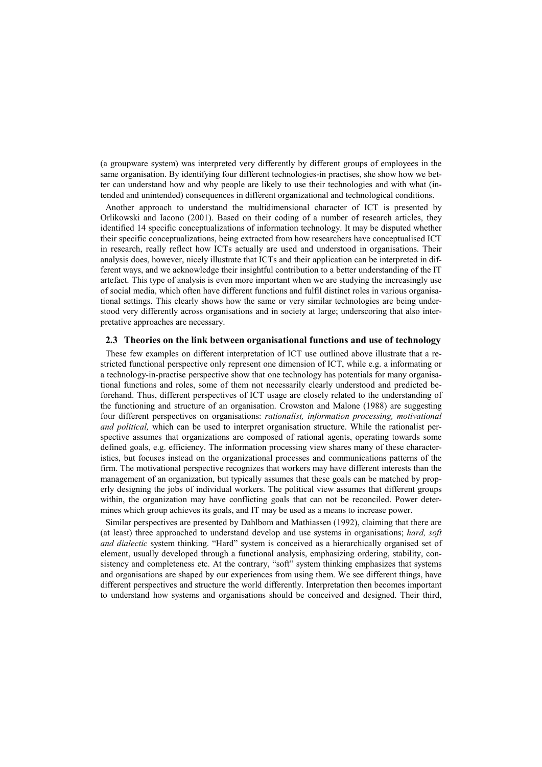(a groupware system) was interpreted very differently by different groups of employees in the same organisation. By identifying four different technologies-in practises, she show how we better can understand how and why people are likely to use their technologies and with what (intended and unintended) consequences in different organizational and technological conditions.

Another approach to understand the multidimensional character of ICT is presented by Orlikowski and Iacono (2001). Based on their coding of a number of research articles, they identified 14 specific conceptualizations of information technology. It may be disputed whether their specific conceptualizations, being extracted from how researchers have conceptualised ICT in research, really reflect how ICTs actually are used and understood in organisations. Their analysis does, however, nicely illustrate that ICTs and their application can be interpreted in different ways, and we acknowledge their insightful contribution to a better understanding of the IT artefact. This type of analysis is even more important when we are studying the increasingly use of social media, which often have different functions and fulfil distinct roles in various organisational settings. This clearly shows how the same or very similar technologies are being understood very differently across organisations and in society at large; underscoring that also interpretative approaches are necessary.

### 2.3 Theories on the link between organisational functions and use of technology

These few examples on different interpretation of ICT use outlined above illustrate that a restricted functional perspective only represent one dimension of ICT, while e.g. a informating or a technology-in-practise perspective show that one technology has potentials for many organisational functions and roles, some of them not necessarily clearly understood and predicted beforehand. Thus, different perspectives of ICT usage are closely related to the understanding of the functioning and structure of an organisation. Crowston and Malone (1988) are suggesting four different perspectives on organisations: *rationalist, information processing, motivational and political,* which can be used to interpret organisation structure. While the rationalist perspective assumes that organizations are composed of rational agents, operating towards some defined goals, e.g. efficiency. The information processing view shares many of these characteristics, but focuses instead on the organizational processes and communications patterns of the firm. The motivational perspective recognizes that workers may have different interests than the management of an organization, but typically assumes that these goals can be matched by properly designing the jobs of individual workers. The political view assumes that different groups within, the organization may have conflicting goals that can not be reconciled. Power determines which group achieves its goals, and IT may be used as a means to increase power.

Similar perspectives are presented by Dahlbom and Mathiassen (1992), claiming that there are (at least) three approached to understand develop and use systems in organisations; *hard, soft and dialectic* system thinking. "Hard" system is conceived as a hierarchically organised set of element, usually developed through a functional analysis, emphasizing ordering, stability, consistency and completeness etc. At the contrary, "soft" system thinking emphasizes that systems and organisations are shaped by our experiences from using them. We see different things, have different perspectives and structure the world differently. Interpretation then becomes important to understand how systems and organisations should be conceived and designed. Their third,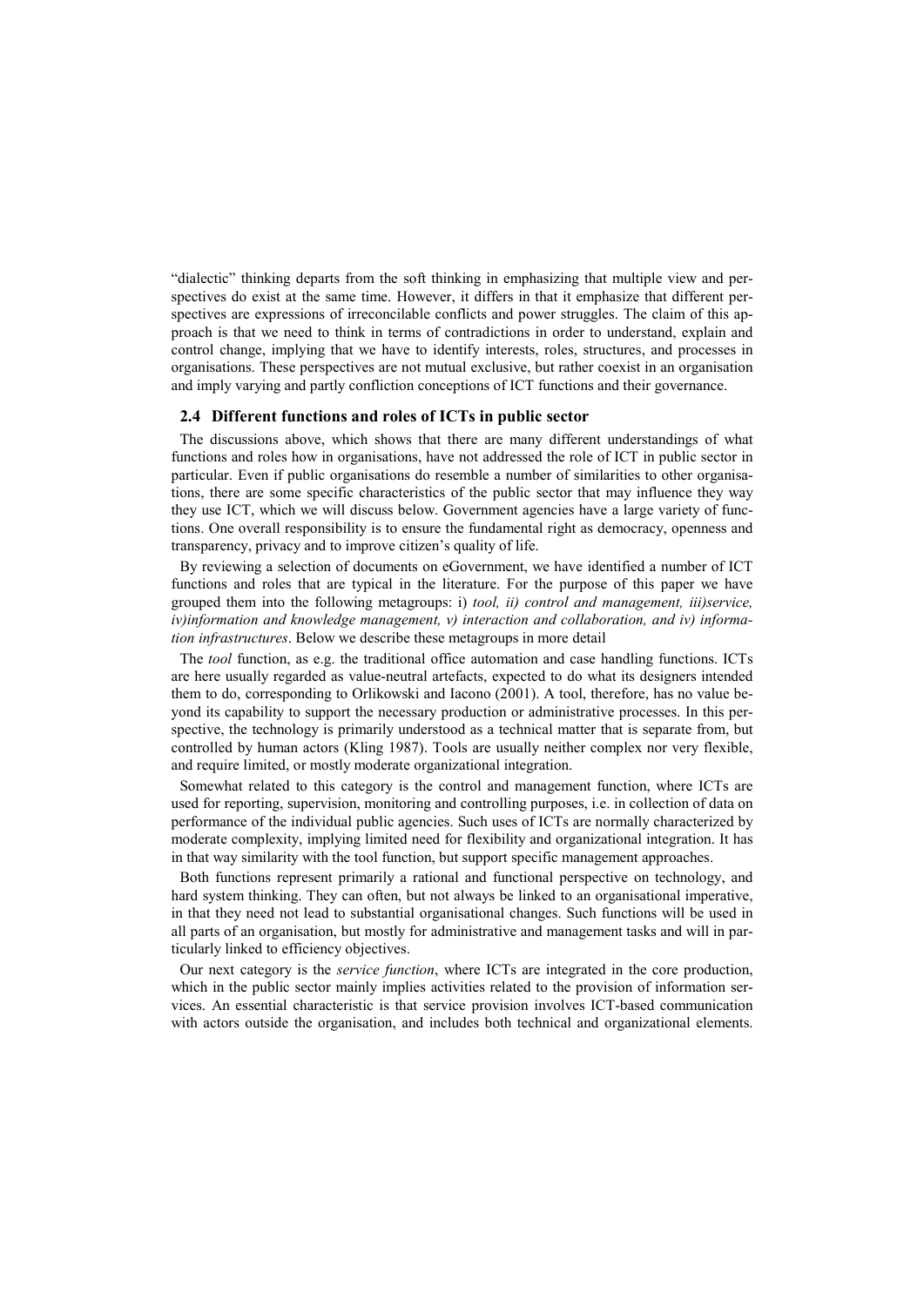"dialectic" thinking departs from the soft thinking in emphasizing that multiple view and perspectives do exist at the same time. However, it differs in that it emphasize that different perspectives are expressions of irreconcilable conflicts and power struggles. The claim of this approach is that we need to think in terms of contradictions in order to understand, explain and control change, implying that we have to identify interests, roles, structures, and processes in organisations. These perspectives are not mutual exclusive, but rather coexist in an organisation and imply varying and partly confliction conceptions of ICT functions and their governance.

### 2.4 Different functions and roles of ICTs in public sector

The discussions above, which shows that there are many different understandings of what functions and roles how in organisations, have not addressed the role of ICT in public sector in particular. Even if public organisations do resemble a number of similarities to other organisations, there are some specific characteristics of the public sector that may influence they way they use ICT, which we will discuss below. Government agencies have a large variety of functions. One overall responsibility is to ensure the fundamental right as democracy, openness and transparency, privacy and to improve citizen's quality of life.

By reviewing a selection of documents on eGovernment, we have identified a number of ICT functions and roles that are typical in the literature. For the purpose of this paper we have grouped them into the following metagroups: i) *tool, ii) control and management, iii)service, iv)information and knowledge management, v) interaction and collaboration, and iv) information infrastructures*. Below we describe these metagroups in more detail

The *tool* function, as e.g. the traditional office automation and case handling functions. ICTs are here usually regarded as value-neutral artefacts, expected to do what its designers intended them to do, corresponding to Orlikowski and Iacono (2001). A tool, therefore, has no value beyond its capability to support the necessary production or administrative processes. In this perspective, the technology is primarily understood as a technical matter that is separate from, but controlled by human actors (Kling 1987). Tools are usually neither complex nor very flexible, and require limited, or mostly moderate organizational integration.

Somewhat related to this category is the control and management function, where ICTs are used for reporting, supervision, monitoring and controlling purposes, i.e. in collection of data on performance of the individual public agencies. Such uses of ICTs are normally characterized by moderate complexity, implying limited need for flexibility and organizational integration. It has in that way similarity with the tool function, but support specific management approaches.

Both functions represent primarily a rational and functional perspective on technology, and hard system thinking. They can often, but not always be linked to an organisational imperative, in that they need not lead to substantial organisational changes. Such functions will be used in all parts of an organisation, but mostly for administrative and management tasks and will in particularly linked to efficiency objectives.

Our next category is the *service function*, where ICTs are integrated in the core production, which in the public sector mainly implies activities related to the provision of information services. An essential characteristic is that service provision involves ICT-based communication with actors outside the organisation, and includes both technical and organizational elements.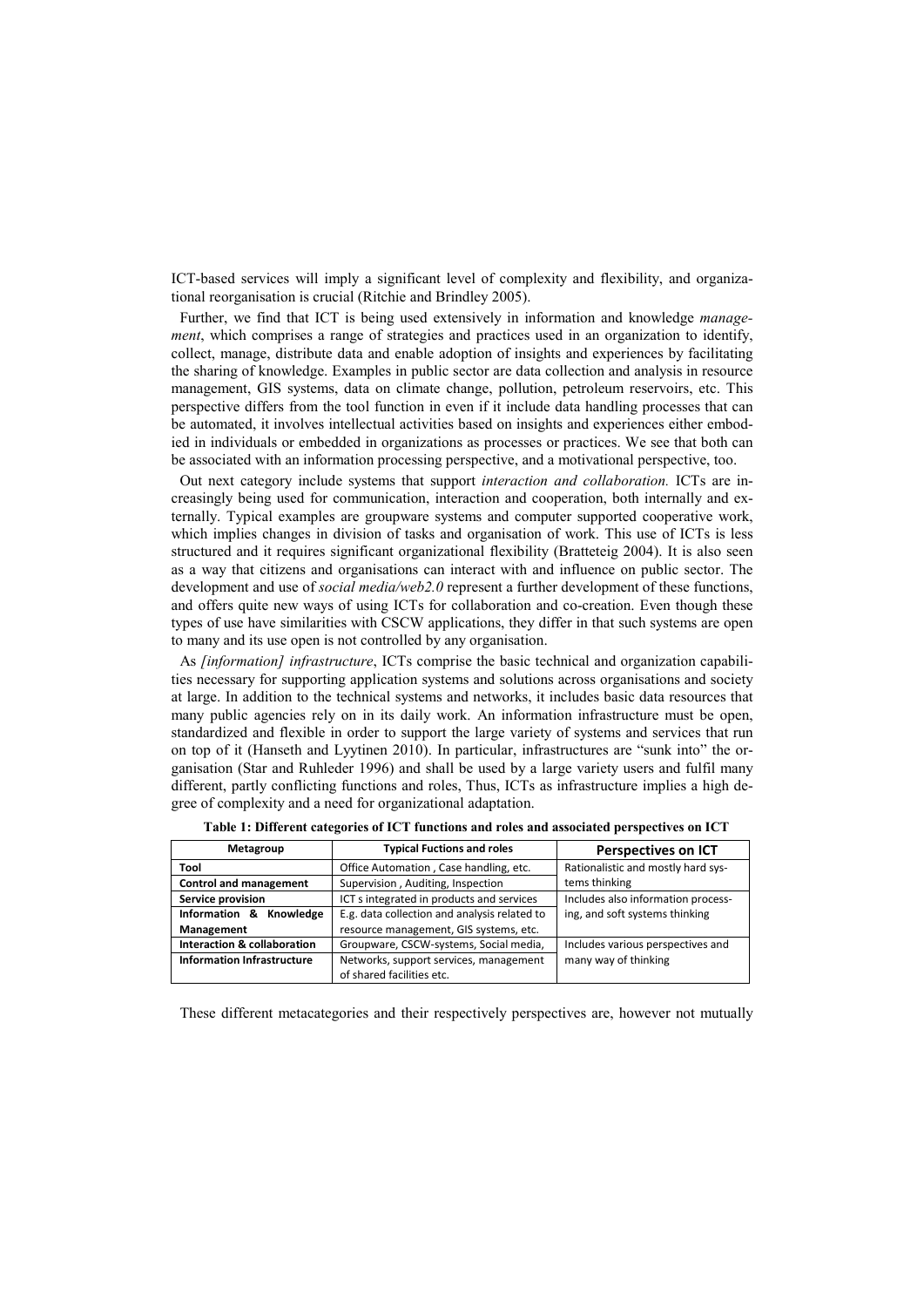ICT-based services will imply a significant level of complexity and flexibility, and organizational reorganisation is crucial (Ritchie and Brindley 2005).

Further, we find that ICT is being used extensively in information and knowledge *management*, which comprises a range of strategies and practices used in an organization to identify, collect, manage, distribute data and enable adoption of insights and experiences by facilitating the sharing of knowledge. Examples in public sector are data collection and analysis in resource management, GIS systems, data on climate change, pollution, petroleum reservoirs, etc. This perspective differs from the tool function in even if it include data handling processes that can be automated, it involves intellectual activities based on insights and experiences either embodied in individuals or embedded in organizations as processes or practices. We see that both can be associated with an information processing perspective, and a motivational perspective, too.

Out next category include systems that support *interaction and collaboration.* ICTs are increasingly being used for communication, interaction and cooperation, both internally and externally. Typical examples are groupware systems and computer supported cooperative work, which implies changes in division of tasks and organisation of work. This use of ICTs is less structured and it requires significant organizational flexibility (Bratteteig 2004). It is also seen as a way that citizens and organisations can interact with and influence on public sector. The development and use of *social media/web2.0* represent a further development of these functions, and offers quite new ways of using ICTs for collaboration and co-creation. Even though these types of use have similarities with CSCW applications, they differ in that such systems are open to many and its use open is not controlled by any organisation.

As *[information] infrastructure*, ICTs comprise the basic technical and organization capabilities necessary for supporting application systems and solutions across organisations and society at large. In addition to the technical systems and networks, it includes basic data resources that many public agencies rely on in its daily work. An information infrastructure must be open, standardized and flexible in order to support the large variety of systems and services that run on top of it (Hanseth and Lyytinen 2010). In particular, infrastructures are "sunk into" the organisation (Star and Ruhleder 1996) and shall be used by a large variety users and fulfil many different, partly conflicting functions and roles, Thus, ICTs as infrastructure implies a high degree of complexity and a need for organizational adaptation.

**Table 1: Different categories of ICT functions and roles and associated perspectives on ICT**

| Metagroup | Typical Fuctions and roles | Perspectives on ICT |
|---|---|---|
| **Tool** | Office Automation , Case handling, etc. | Rationalistic and mostly hard systems thinking |
| **Control and management** | Supervision , Auditing, Inspection | |
| **Service provision** | ICT s integrated in products and services | Includes also information processing, and soft systems thinking |
| **Information & Knowledge Management** | E.g. data collection and analysis related to resource management, GIS systems, etc. | |
| **Interaction & collaboration** | Groupware, CSCW-systems, Social media, | Includes various perspectives and many way of thinking |
| **Information Infrastructure** | Networks, support services, management of shared facilities etc. | |

These different metacategories and their respectively perspectives are, however not mutually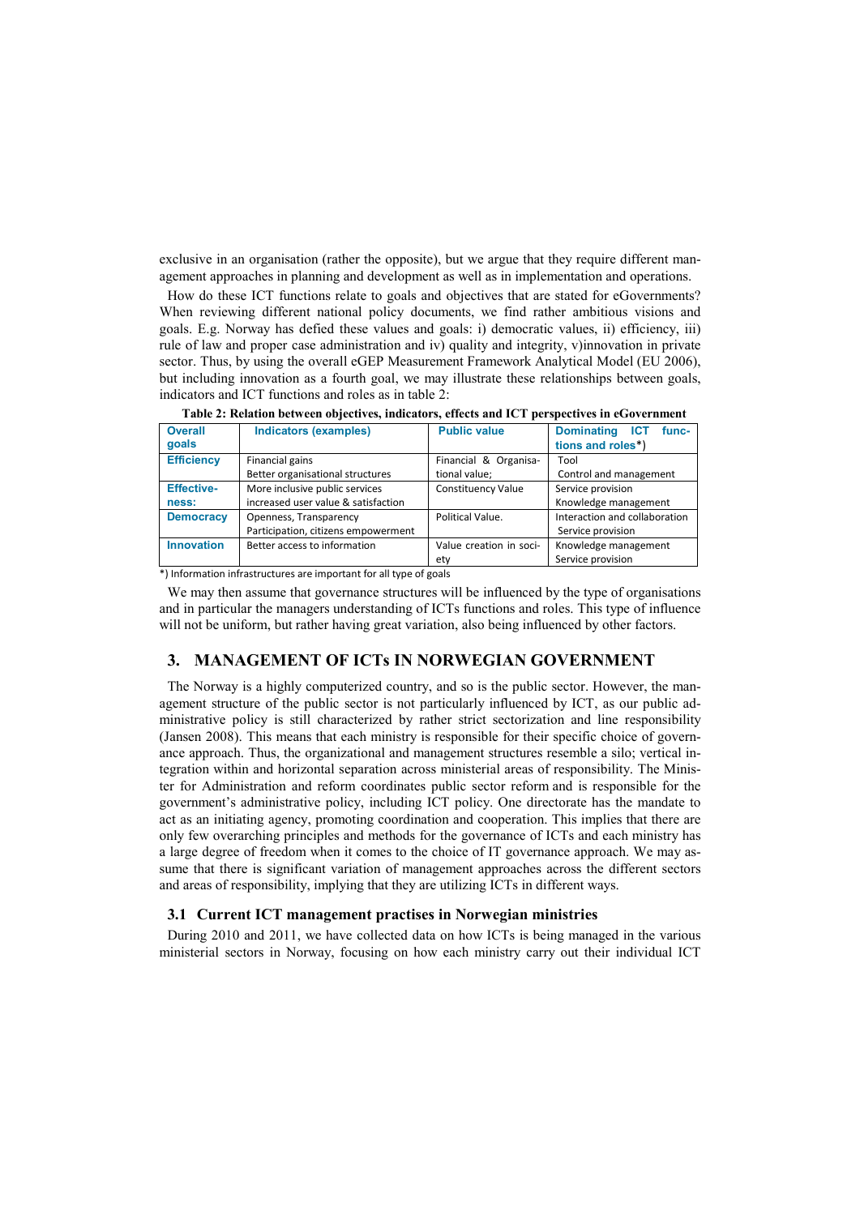exclusive in an organisation (rather the opposite), but we argue that they require different management approaches in planning and development as well as in implementation and operations.

How do these ICT functions relate to goals and objectives that are stated for eGovernments? When reviewing different national policy documents, we find rather ambitious visions and goals. E.g. Norway has defied these values and goals: i) democratic values, ii) efficiency, iii) rule of law and proper case administration and iv) quality and integrity, v)innovation in private sector. Thus, by using the overall eGEP Measurement Framework Analytical Model (EU 2006), but including innovation as a fourth goal, we may illustrate these relationships between goals, indicators and ICT functions and roles as in table 2:

**Table 2: Relation between objectives, indicators, effects and ICT perspectives in eGovernment**

| Overall goals | Indicators (examples) | Public value | Dominating ICT functions and roles*) |
|---|---|---|---|
| **Efficiency** | Financial gains<br>Better organisational structures | Financial & Organisational value; | Tool<br>Control and management |
| **Effectiveness:** | More inclusive public services<br>increased user value & satisfaction | Constituency Value | Service provision<br>Knowledge management |
| **Democracy** | Openness, Transparency<br>Participation, citizens empowerment | Political Value. | Interaction and collaboration<br>Service provision |
| **Innovation** | Better access to information | Value creation in society | Knowledge management<br>Service provision |

*) Information infrastructures are important for all type of goals

We may then assume that governance structures will be influenced by the type of organisations and in particular the managers understanding of ICTs functions and roles. This type of influence will not be uniform, but rather having great variation, also being influenced by other factors.

## 3. MANAGEMENT OF ICTs IN NORWEGIAN GOVERNMENT

The Norway is a highly computerized country, and so is the public sector. However, the management structure of the public sector is not particularly influenced by ICT, as our public administrative policy is still characterized by rather strict sectorization and line responsibility (Jansen 2008). This means that each ministry is responsible for their specific choice of governance approach. Thus, the organizational and management structures resemble a silo; vertical integration within and horizontal separation across ministerial areas of responsibility. The Minister for Administration and reform coordinates public sector reform and is responsible for the government's administrative policy, including ICT policy. One directorate has the mandate to act as an initiating agency, promoting coordination and cooperation. This implies that there are only few overarching principles and methods for the governance of ICTs and each ministry has a large degree of freedom when it comes to the choice of IT governance approach. We may assume that there is significant variation of management approaches across the different sectors and areas of responsibility, implying that they are utilizing ICTs in different ways.

### 3.1 Current ICT management practises in Norwegian ministries

During 2010 and 2011, we have collected data on how ICTs is being managed in the various ministerial sectors in Norway, focusing on how each ministry carry out their individual ICT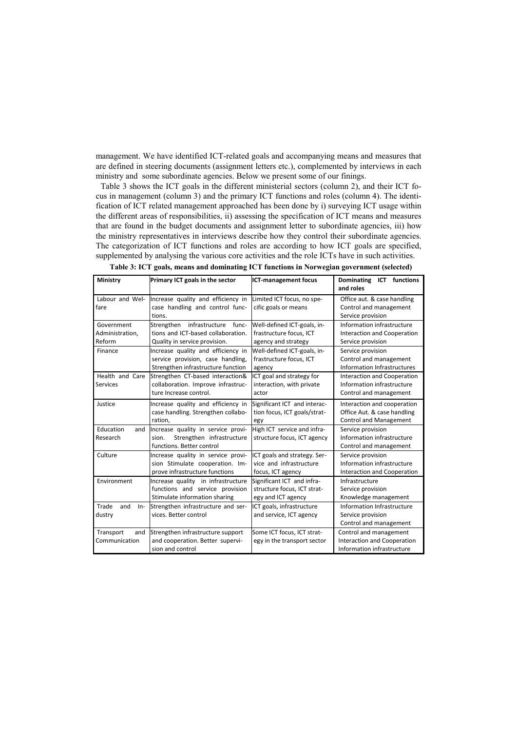management. We have identified ICT-related goals and accompanying means and measures that are defined in steering documents (assignment letters etc.), complemented by interviews in each ministry and some subordinate agencies. Below we present some of our finings.

Table 3 shows the ICT goals in the different ministerial sectors (column 2), and their ICT focus in management (column 3) and the primary ICT functions and roles (column 4). The identification of ICT related management approached has been done by i) surveying ICT usage within the different areas of responsibilities, ii) assessing the specification of ICT means and measures that are found in the budget documents and assignment letter to subordinate agencies, iii) how the ministry representatives in interviews describe how they control their subordinate agencies. The categorization of ICT functions and roles are according to how ICT goals are specified, supplemented by analysing the various core activities and the role ICTs have in such activities.

**Table 3: ICT goals, means and dominating ICT functions in Norwegian government (selected)**

| Ministry | Primary ICT goals in the sector | ICT-management focus | Dominating ICT functions and roles |
|---|---|---|---|
| Labour and Welfare | Increase quality and efficiency in case handling and control functions. | Limited ICT focus, no specific goals or means | Office aut. & case handling<br>Control and management<br>Service provision |
| Government Administration, Reform | Strengthen infrastructure functions and ICT-based collaboration. Quality in service provision. | Well-defined ICT-goals, infrastructure focus, ICT agency and strategy | Information infrastructure<br>Interaction and Cooperation<br>Service provision |
| Finance | Increase quality and efficiency in service provision, case handling, Strengthen infrastructure function | Well-defined ICT-goals, infrastructure focus, ICT agency | Service provision<br>Control and management<br>Information Infrastructures |
| Health and Care Services | Strengthen CT-based interaction& collaboration. Improve infrastructure Increase control. | ICT goal and strategy for interaction, with private actor | Interaction and Cooperation<br>Information infrastructure<br>Control and management |
| Justice | Increase quality and efficiency in case handling. Strengthen collaboration, | Significant ICT and interaction focus, ICT goals/strategy | Interaction and cooperation<br>Office Aut. & case handling<br>Control and Management |
| Education and Research | Increase quality in service provision. Strengthen infrastructure functions. Better control | High ICT service and infrastructure focus, ICT agency | Service provision<br>Information infrastructure<br>Control and management |
| Culture | Increase quality in service provision Stimulate cooperation. Improve infrastructure functions | ICT goals and strategy. Service and infrastructure focus, ICT agency | Service provision<br>Information infrastructure<br>Interaction and Cooperation |
| Environment | Increase quality in infrastructure functions and service provision Stimulate information sharing | Significant ICT and infrastructure focus, ICT strategy and ICT agency | Infrastructure<br>Service provision<br>Knowledge management |
| Trade and Industry | Strengthen infrastructure and services. Better control | ICT goals, infrastructure and service, ICT agency | Information Infrastructure<br>Service provision<br>Control and management |
| Transport and Communication | Strengthen infrastructure support and cooperation. Better supervision and control | Some ICT focus, ICT strategy in the transport sector | Control and management<br>Interaction and Cooperation<br>Information infrastructure |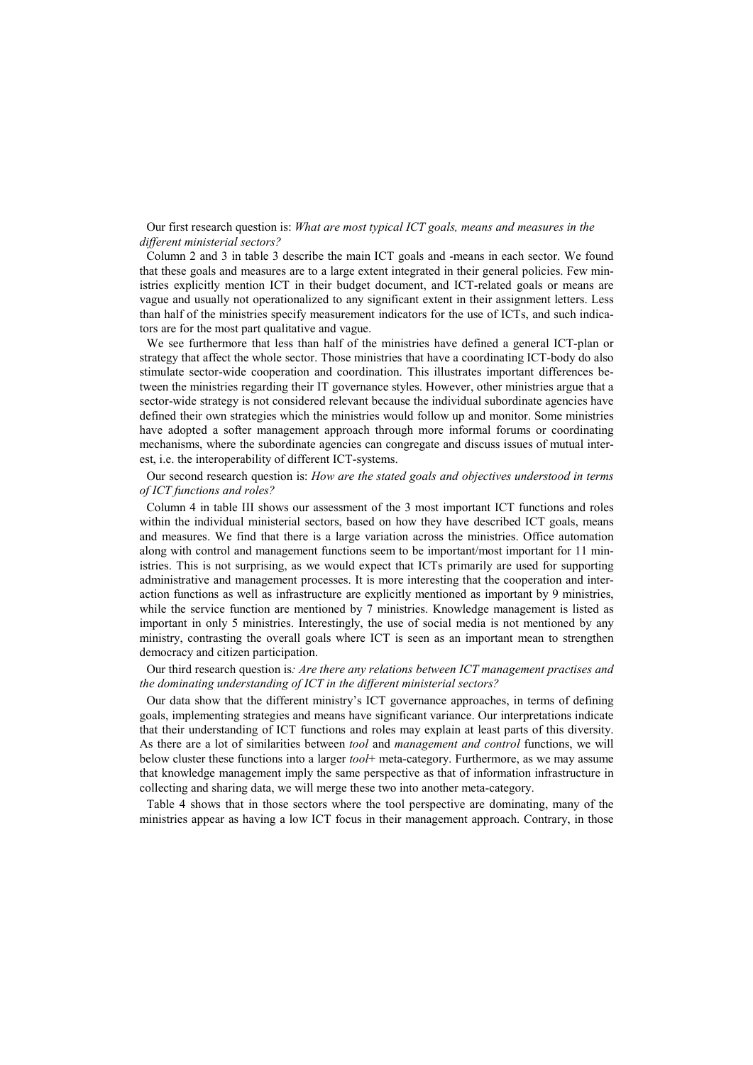Our first research question is: *What are most typical ICT goals, means and measures in the different ministerial sectors?*

Column 2 and 3 in table 3 describe the main ICT goals and -means in each sector. We found that these goals and measures are to a large extent integrated in their general policies. Few ministries explicitly mention ICT in their budget document, and ICT-related goals or means are vague and usually not operationalized to any significant extent in their assignment letters. Less than half of the ministries specify measurement indicators for the use of ICTs, and such indicators are for the most part qualitative and vague.

We see furthermore that less than half of the ministries have defined a general ICT-plan or strategy that affect the whole sector. Those ministries that have a coordinating ICT-body do also stimulate sector-wide cooperation and coordination. This illustrates important differences between the ministries regarding their IT governance styles. However, other ministries argue that a sector-wide strategy is not considered relevant because the individual subordinate agencies have defined their own strategies which the ministries would follow up and monitor. Some ministries have adopted a softer management approach through more informal forums or coordinating mechanisms, where the subordinate agencies can congregate and discuss issues of mutual interest, i.e. the interoperability of different ICT-systems.

Our second research question is: *How are the stated goals and objectives understood in terms of ICT functions and roles?*

Column 4 in table III shows our assessment of the 3 most important ICT functions and roles within the individual ministerial sectors, based on how they have described ICT goals, means and measures. We find that there is a large variation across the ministries. Office automation along with control and management functions seem to be important/most important for 11 ministries. This is not surprising, as we would expect that ICTs primarily are used for supporting administrative and management processes. It is more interesting that the cooperation and interaction functions as well as infrastructure are explicitly mentioned as important by 9 ministries, while the service function are mentioned by 7 ministries. Knowledge management is listed as important in only 5 ministries. Interestingly, the use of social media is not mentioned by any ministry, contrasting the overall goals where ICT is seen as an important mean to strengthen democracy and citizen participation.

Our third research question is*: Are there any relations between ICT management practises and the dominating understanding of ICT in the different ministerial sectors?*

Our data show that the different ministry's ICT governance approaches, in terms of defining goals, implementing strategies and means have significant variance. Our interpretations indicate that their understanding of ICT functions and roles may explain at least parts of this diversity. As there are a lot of similarities between *tool* and *management and control* functions, we will below cluster these functions into a larger *tool*+ meta-category. Furthermore, as we may assume that knowledge management imply the same perspective as that of information infrastructure in collecting and sharing data, we will merge these two into another meta-category.

Table 4 shows that in those sectors where the tool perspective are dominating, many of the ministries appear as having a low ICT focus in their management approach. Contrary, in those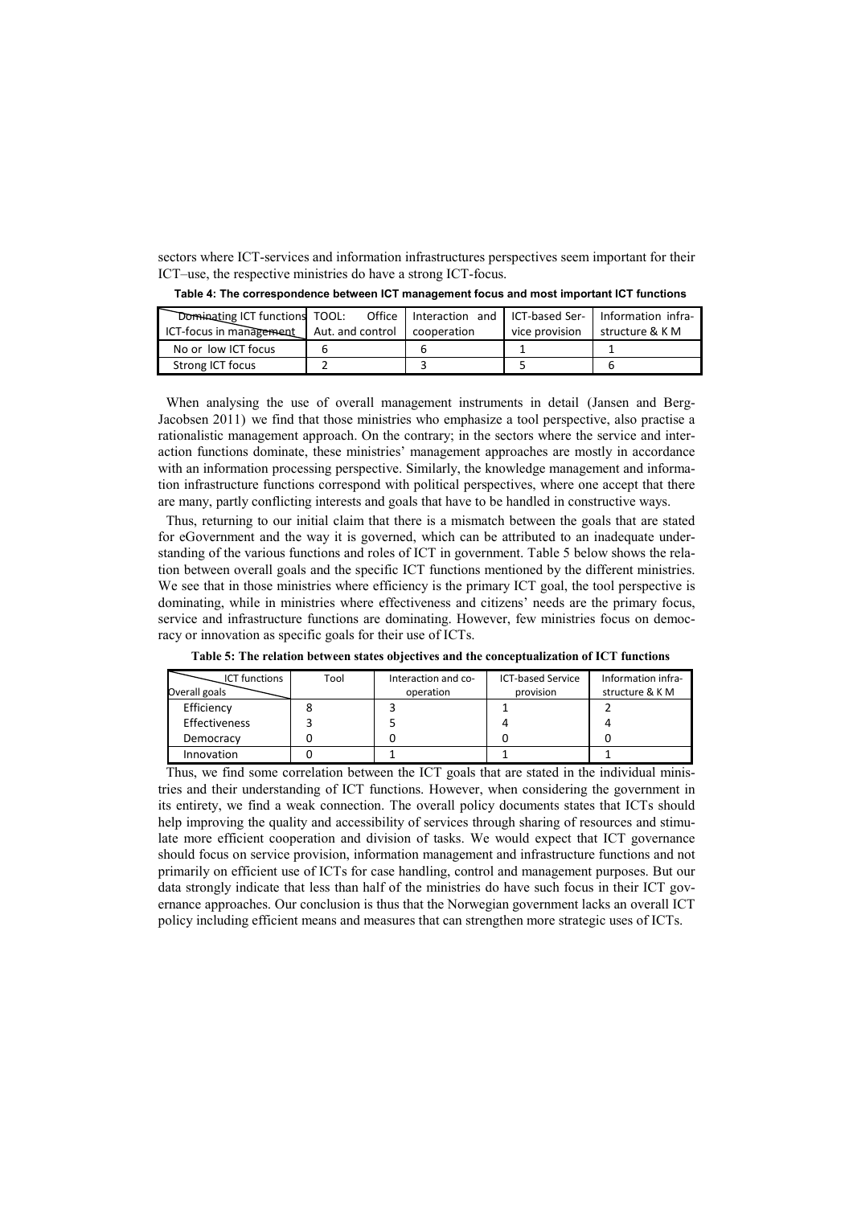sectors where ICT-services and information infrastructures perspectives seem important for their ICT–use, the respective ministries do have a strong ICT-focus.

**Table 4: The correspondence between ICT management focus and most important ICT functions**

| Dominating ICT functions / ICT-focus in management | TOOL: Office Aut. and control | Interaction and cooperation | ICT-based Service provision | Information infrastructure & K M |
|---|---|---|---|---|
| No or low ICT focus | 6 | 6 | 1 | 1 |
| Strong ICT focus | 2 | 3 | 5 | 6 |

When analysing the use of overall management instruments in detail (Jansen and Berg-Jacobsen 2011) we find that those ministries who emphasize a tool perspective, also practise a rationalistic management approach. On the contrary; in the sectors where the service and interaction functions dominate, these ministries' management approaches are mostly in accordance with an information processing perspective. Similarly, the knowledge management and information infrastructure functions correspond with political perspectives, where one accept that there are many, partly conflicting interests and goals that have to be handled in constructive ways.

Thus, returning to our initial claim that there is a mismatch between the goals that are stated for eGovernment and the way it is governed, which can be attributed to an inadequate understanding of the various functions and roles of ICT in government. Table 5 below shows the relation between overall goals and the specific ICT functions mentioned by the different ministries. We see that in those ministries where efficiency is the primary ICT goal, the tool perspective is dominating, while in ministries where effectiveness and citizens' needs are the primary focus, service and infrastructure functions are dominating. However, few ministries focus on democracy or innovation as specific goals for their use of ICTs.

**Table 5: The relation between states objectives and the conceptualization of ICT functions**

| ICT functions / Overall goals | Tool | Interaction and co-operation | ICT-based Service provision | Information infrastructure & K M |
|---|---|---|---|---|
| Efficiency | 8 | 3 | 1 | 2 |
| Effectiveness | 3 | 5 | 4 | 4 |
| Democracy | 0 | 0 | 0 | 0 |
| Innovation | 0 | 1 | 1 | 1 |

Thus, we find some correlation between the ICT goals that are stated in the individual ministries and their understanding of ICT functions. However, when considering the government in its entirety, we find a weak connection. The overall policy documents states that ICTs should help improving the quality and accessibility of services through sharing of resources and stimulate more efficient cooperation and division of tasks. We would expect that ICT governance should focus on service provision, information management and infrastructure functions and not primarily on efficient use of ICTs for case handling, control and management purposes. But our data strongly indicate that less than half of the ministries do have such focus in their ICT governance approaches. Our conclusion is thus that the Norwegian government lacks an overall ICT policy including efficient means and measures that can strengthen more strategic uses of ICTs.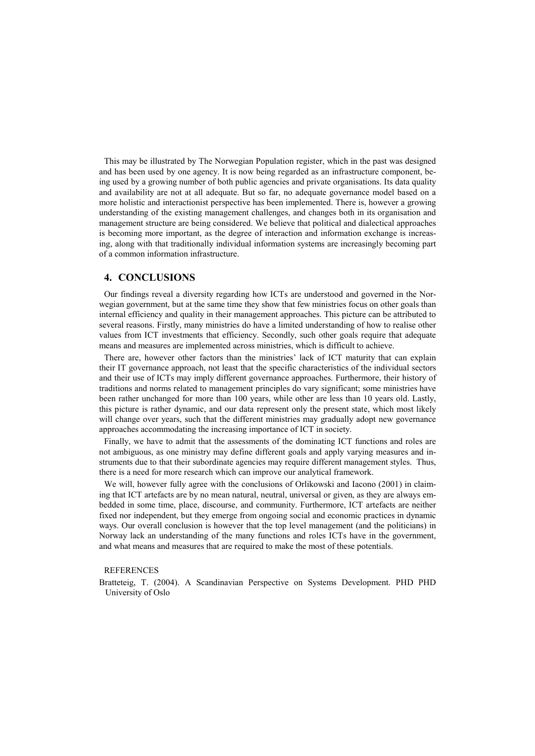This may be illustrated by The Norwegian Population register, which in the past was designed and has been used by one agency. It is now being regarded as an infrastructure component, being used by a growing number of both public agencies and private organisations. Its data quality and availability are not at all adequate. But so far, no adequate governance model based on a more holistic and interactionist perspective has been implemented. There is, however a growing understanding of the existing management challenges, and changes both in its organisation and management structure are being considered. We believe that political and dialectical approaches is becoming more important, as the degree of interaction and information exchange is increasing, along with that traditionally individual information systems are increasingly becoming part of a common information infrastructure.

## 4. CONCLUSIONS

Our findings reveal a diversity regarding how ICTs are understood and governed in the Norwegian government, but at the same time they show that few ministries focus on other goals than internal efficiency and quality in their management approaches. This picture can be attributed to several reasons. Firstly, many ministries do have a limited understanding of how to realise other values from ICT investments that efficiency. Secondly, such other goals require that adequate means and measures are implemented across ministries, which is difficult to achieve.

There are, however other factors than the ministries' lack of ICT maturity that can explain their IT governance approach, not least that the specific characteristics of the individual sectors and their use of ICTs may imply different governance approaches. Furthermore, their history of traditions and norms related to management principles do vary significant; some ministries have been rather unchanged for more than 100 years, while other are less than 10 years old. Lastly, this picture is rather dynamic, and our data represent only the present state, which most likely will change over years, such that the different ministries may gradually adopt new governance approaches accommodating the increasing importance of ICT in society.

Finally, we have to admit that the assessments of the dominating ICT functions and roles are not ambiguous, as one ministry may define different goals and apply varying measures and instruments due to that their subordinate agencies may require different management styles. Thus, there is a need for more research which can improve our analytical framework.

We will, however fully agree with the conclusions of Orlikowski and Iacono (2001) in claiming that ICT artefacts are by no mean natural, neutral, universal or given, as they are always embedded in some time, place, discourse, and community. Furthermore, ICT artefacts are neither fixed nor independent, but they emerge from ongoing social and economic practices in dynamic ways. Our overall conclusion is however that the top level management (and the politicians) in Norway lack an understanding of the many functions and roles ICTs have in the government, and what means and measures that are required to make the most of these potentials.

REFERENCES

Bratteteig, T. (2004). A Scandinavian Perspective on Systems Development. PHD PHD University of Oslo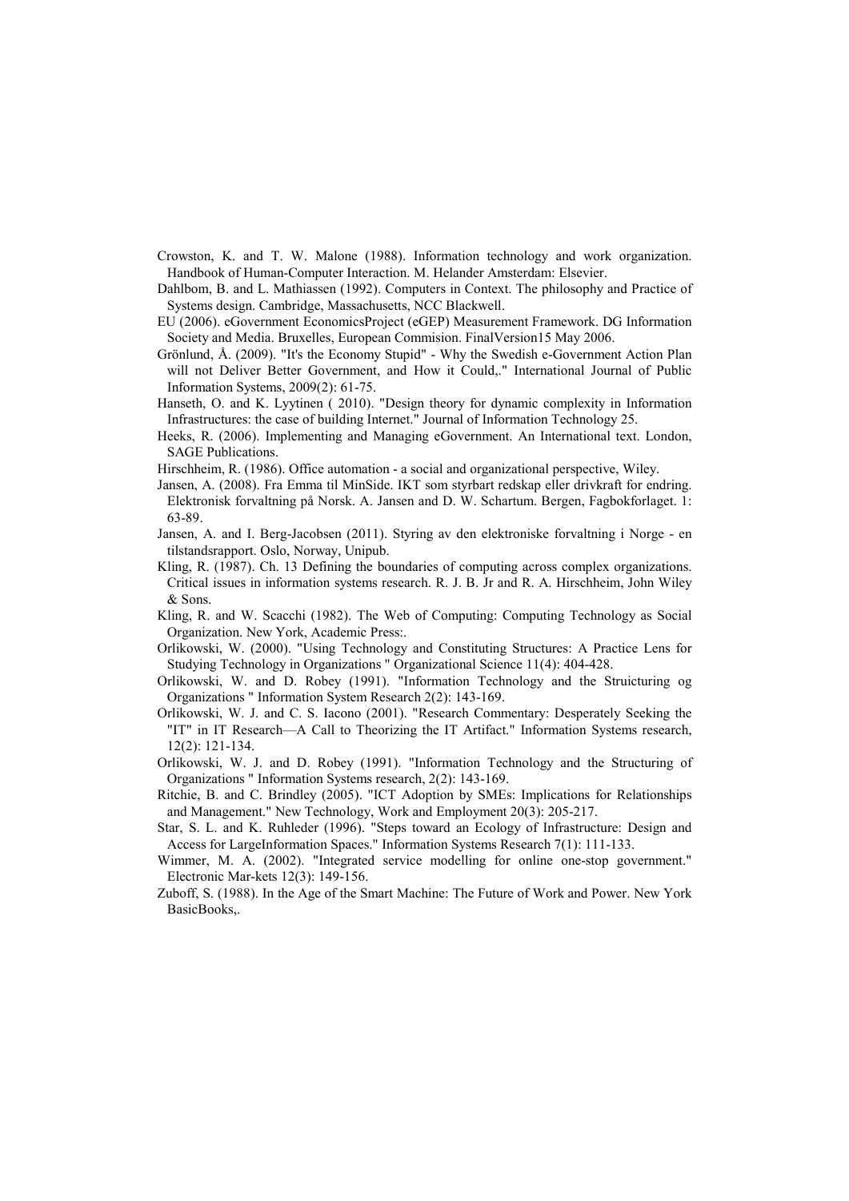Crowston, K. and T. W. Malone (1988). Information technology and work organization. Handbook of Human-Computer Interaction. M. Helander Amsterdam: Elsevier.

Dahlbom, B. and L. Mathiassen (1992). Computers in Context. The philosophy and Practice of Systems design. Cambridge, Massachusetts, NCC Blackwell.

EU (2006). eGovernment EconomicsProject (eGEP) Measurement Framework. DG Information Society and Media. Bruxelles, European Commision. FinalVersion15 May 2006.

Grönlund, Å. (2009). "It's the Economy Stupid" - Why the Swedish e-Government Action Plan will not Deliver Better Government, and How it Could,." International Journal of Public Information Systems, 2009(2): 61-75.

Hanseth, O. and K. Lyytinen ( 2010). "Design theory for dynamic complexity in Information Infrastructures: the case of building Internet." Journal of Information Technology 25.

Heeks, R. (2006). Implementing and Managing eGovernment. An International text. London, SAGE Publications.

Hirschheim, R. (1986). Office automation - a social and organizational perspective, Wiley.

Jansen, A. (2008). Fra Emma til MinSide. IKT som styrbart redskap eller drivkraft for endring. Elektronisk forvaltning på Norsk. A. Jansen and D. W. Schartum. Bergen, Fagbokforlaget. 1: 63-89.

Jansen, A. and I. Berg-Jacobsen (2011). Styring av den elektroniske forvaltning i Norge - en tilstandsrapport. Oslo, Norway, Unipub.

Kling, R. (1987). Ch. 13 Defining the boundaries of computing across complex organizations. Critical issues in information systems research. R. J. B. Jr and R. A. Hirschheim, John Wiley & Sons.

Kling, R. and W. Scacchi (1982). The Web of Computing: Computing Technology as Social Organization. New York, Academic Press:.

Orlikowski, W. (2000). "Using Technology and Constituting Structures: A Practice Lens for Studying Technology in Organizations " Organizational Science 11(4): 404-428.

Orlikowski, W. and D. Robey (1991). "Information Technology and the Struicturing og Organizations " Information System Research 2(2): 143-169.

Orlikowski, W. J. and C. S. Iacono (2001). "Research Commentary: Desperately Seeking the "IT" in IT Research—A Call to Theorizing the IT Artifact." Information Systems research, 12(2): 121-134.

Orlikowski, W. J. and D. Robey (1991). "Information Technology and the Structuring of Organizations " Information Systems research, 2(2): 143-169.

Ritchie, B. and C. Brindley (2005). "ICT Adoption by SMEs: Implications for Relationships and Management." New Technology, Work and Employment 20(3): 205-217.

Star, S. L. and K. Ruhleder (1996). "Steps toward an Ecology of Infrastructure: Design and Access for LargeInformation Spaces." Information Systems Research 7(1): 111-133.

Wimmer, M. A. (2002). "Integrated service modelling for online one-stop government." Electronic Mar-kets 12(3): 149-156.

Zuboff, S. (1988). In the Age of the Smart Machine: The Future of Work and Power. New York BasicBooks,.